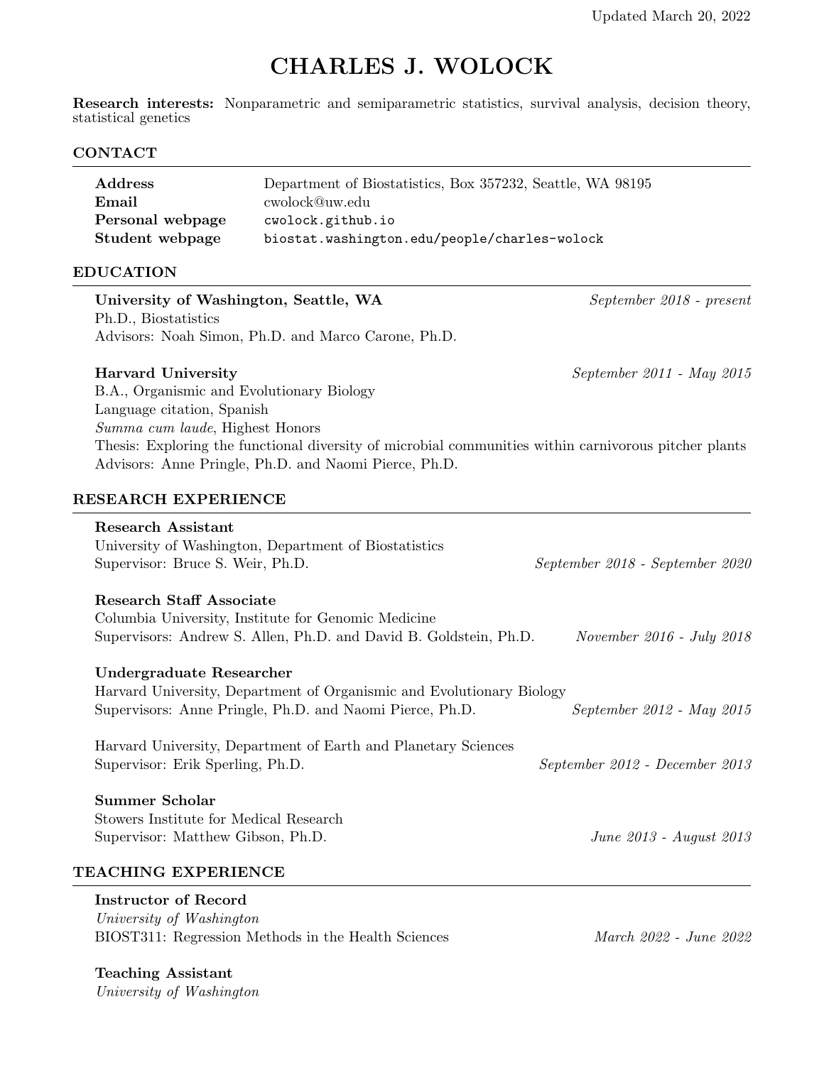Updated March 20, 2022

# CHARLES J. WOLOCK

**Research interests:** Nonparametric and semiparametric statistics, survival analysis, decision theory, statistical genetics

## CONTACT

| | |
|---|---|
| **Address** | Department of Biostatistics, Box 357232, Seattle, WA 98195 |
| **Email** | cwolock@uw.edu |
| **Personal webpage** | `cwolock.github.io` |
| **Student webpage** | `biostat.washington.edu/people/charles-wolock` |

## EDUCATION

**University of Washington, Seattle, WA** — *September 2018 - present*
Ph.D., Biostatistics
Advisors: Noah Simon, Ph.D. and Marco Carone, Ph.D.

**Harvard University** — *September 2011 - May 2015*
B.A., Organismic and Evolutionary Biology
Language citation, Spanish
*Summa cum laude*, Highest Honors
Thesis: Exploring the functional diversity of microbial communities within carnivorous pitcher plants
Advisors: Anne Pringle, Ph.D. and Naomi Pierce, Ph.D.

## RESEARCH EXPERIENCE

**Research Assistant**
University of Washington, Department of Biostatistics
Supervisor: Bruce S. Weir, Ph.D. — *September 2018 - September 2020*

**Research Staff Associate**
Columbia University, Institute for Genomic Medicine
Supervisors: Andrew S. Allen, Ph.D. and David B. Goldstein, Ph.D. — *November 2016 - July 2018*

**Undergraduate Researcher**
Harvard University, Department of Organismic and Evolutionary Biology
Supervisors: Anne Pringle, Ph.D. and Naomi Pierce, Ph.D. — *September 2012 - May 2015*

Harvard University, Department of Earth and Planetary Sciences
Supervisor: Erik Sperling, Ph.D. — *September 2012 - December 2013*

**Summer Scholar**
Stowers Institute for Medical Research
Supervisor: Matthew Gibson, Ph.D. — *June 2013 - August 2013*

## TEACHING EXPERIENCE

**Instructor of Record**
*University of Washington*
BIOST311: Regression Methods in the Health Sciences — *March 2022 - June 2022*

**Teaching Assistant**
*University of Washington*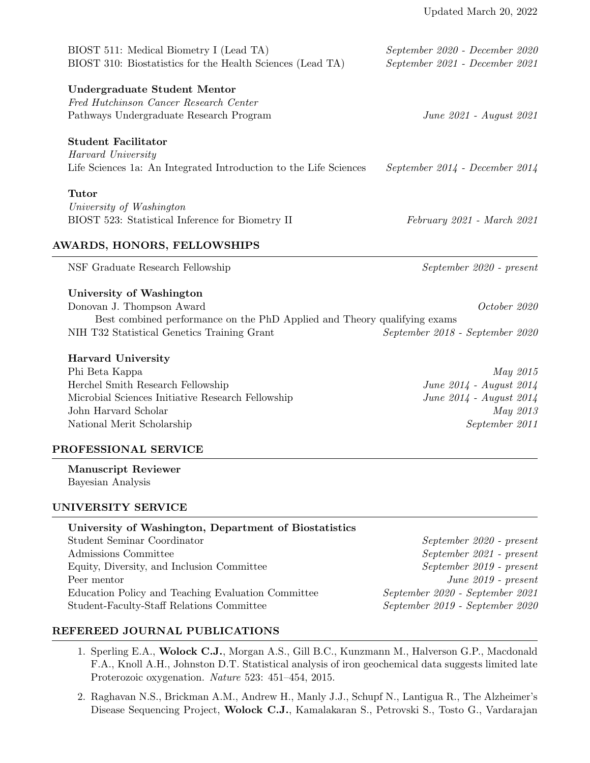BIOST 511: Medical Biometry I (Lead TA) — *September 2020 - December 2020*
BIOST 310: Biostatistics for the Health Sciences (Lead TA) — *September 2021 - December 2021*

**Undergraduate Student Mentor**
*Fred Hutchinson Cancer Research Center*
Pathways Undergraduate Research Program — *June 2021 - August 2021*

**Student Facilitator**
*Harvard University*
Life Sciences 1a: An Integrated Introduction to the Life Sciences — *September 2014 - December 2014*

**Tutor**
*University of Washington*
BIOST 523: Statistical Inference for Biometry II — *February 2021 - March 2021*

## AWARDS, HONORS, FELLOWSHIPS

NSF Graduate Research Fellowship — *September 2020 - present*

**University of Washington**
Donovan J. Thompson Award — *October 2020*
Best combined performance on the PhD Applied and Theory qualifying exams
NIH T32 Statistical Genetics Training Grant — *September 2018 - September 2020*

**Harvard University**
Phi Beta Kappa — *May 2015*
Herchel Smith Research Fellowship — *June 2014 - August 2014*
Microbial Sciences Initiative Research Fellowship — *June 2014 - August 2014*
John Harvard Scholar — *May 2013*
National Merit Scholarship — *September 2011*

## PROFESSIONAL SERVICE

**Manuscript Reviewer**
Bayesian Analysis

## UNIVERSITY SERVICE

**University of Washington, Department of Biostatistics**
Student Seminar Coordinator — *September 2020 - present*
Admissions Committee — *September 2021 - present*
Equity, Diversity, and Inclusion Committee — *September 2019 - present*
Peer mentor — *June 2019 - present*
Education Policy and Teaching Evaluation Committee — *September 2020 - September 2021*
Student-Faculty-Staff Relations Committee — *September 2019 - September 2020*

## REFEREED JOURNAL PUBLICATIONS

1. Sperling E.A., **Wolock C.J.**, Morgan A.S., Gill B.C., Kunzmann M., Halverson G.P., Macdonald F.A., Knoll A.H., Johnston D.T. Statistical analysis of iron geochemical data suggests limited late Proterozoic oxygenation. *Nature* 523: 451–454, 2015.

2. Raghavan N.S., Brickman A.M., Andrew H., Manly J.J., Schupf N., Lantigua R., The Alzheimer's Disease Sequencing Project, **Wolock C.J.**, Kamalakaran S., Petrovski S., Tosto G., Vardarajan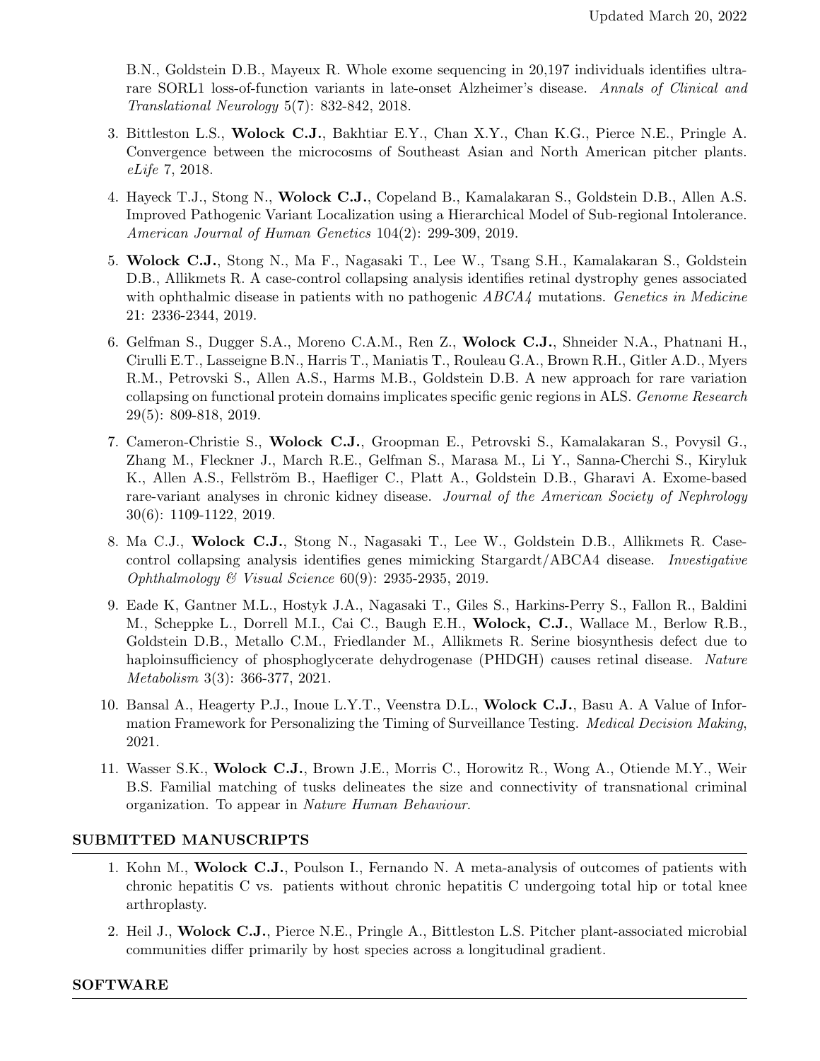B.N., Goldstein D.B., Mayeux R. Whole exome sequencing in 20,197 individuals identifies ultra-rare SORL1 loss-of-function variants in late-onset Alzheimer's disease. *Annals of Clinical and Translational Neurology* 5(7): 832-842, 2018.

3. Bittleston L.S., **Wolock C.J.**, Bakhtiar E.Y., Chan X.Y., Chan K.G., Pierce N.E., Pringle A. Convergence between the microcosms of Southeast Asian and North American pitcher plants. *eLife* 7, 2018.

4. Hayeck T.J., Stong N., **Wolock C.J.**, Copeland B., Kamalakaran S., Goldstein D.B., Allen A.S. Improved Pathogenic Variant Localization using a Hierarchical Model of Sub-regional Intolerance. *American Journal of Human Genetics* 104(2): 299-309, 2019.

5. **Wolock C.J.**, Stong N., Ma F., Nagasaki T., Lee W., Tsang S.H., Kamalakaran S., Goldstein D.B., Allikmets R. A case-control collapsing analysis identifies retinal dystrophy genes associated with ophthalmic disease in patients with no pathogenic *ABCA4* mutations. *Genetics in Medicine* 21: 2336-2344, 2019.

6. Gelfman S., Dugger S.A., Moreno C.A.M., Ren Z., **Wolock C.J.**, Shneider N.A., Phatnani H., Cirulli E.T., Lasseigne B.N., Harris T., Maniatis T., Rouleau G.A., Brown R.H., Gitler A.D., Myers R.M., Petrovski S., Allen A.S., Harms M.B., Goldstein D.B. A new approach for rare variation collapsing on functional protein domains implicates specific genic regions in ALS. *Genome Research* 29(5): 809-818, 2019.

7. Cameron-Christie S., **Wolock C.J.**, Groopman E., Petrovski S., Kamalakaran S., Povysil G., Zhang M., Fleckner J., March R.E., Gelfman S., Marasa M., Li Y., Sanna-Cherchi S., Kiryluk K., Allen A.S., Fellström B., Haefliger C., Platt A., Goldstein D.B., Gharavi A. Exome-based rare-variant analyses in chronic kidney disease. *Journal of the American Society of Nephrology* 30(6): 1109-1122, 2019.

8. Ma C.J., **Wolock C.J.**, Stong N., Nagasaki T., Lee W., Goldstein D.B., Allikmets R. Case-control collapsing analysis identifies genes mimicking Stargardt/ABCA4 disease. *Investigative Ophthalmology & Visual Science* 60(9): 2935-2935, 2019.

9. Eade K, Gantner M.L., Hostyk J.A., Nagasaki T., Giles S., Harkins-Perry S., Fallon R., Baldini M., Scheppke L., Dorrell M.I., Cai C., Baugh E.H., **Wolock, C.J.**, Wallace M., Berlow R.B., Goldstein D.B., Metallo C.M., Friedlander M., Allikmets R. Serine biosynthesis defect due to haploinsufficiency of phosphoglycerate dehydrogenase (PHDGH) causes retinal disease. *Nature Metabolism* 3(3): 366-377, 2021.

10. Bansal A., Heagerty P.J., Inoue L.Y.T., Veenstra D.L., **Wolock C.J.**, Basu A. A Value of Information Framework for Personalizing the Timing of Surveillance Testing. *Medical Decision Making*, 2021.

11. Wasser S.K., **Wolock C.J.**, Brown J.E., Morris C., Horowitz R., Wong A., Otiende M.Y., Weir B.S. Familial matching of tusks delineates the size and connectivity of transnational criminal organization. To appear in *Nature Human Behaviour*.

## SUBMITTED MANUSCRIPTS

1. Kohn M., **Wolock C.J.**, Poulson I., Fernando N. A meta-analysis of outcomes of patients with chronic hepatitis C vs. patients without chronic hepatitis C undergoing total hip or total knee arthroplasty.

2. Heil J., **Wolock C.J.**, Pierce N.E., Pringle A., Bittleston L.S. Pitcher plant-associated microbial communities differ primarily by host species across a longitudinal gradient.

## SOFTWARE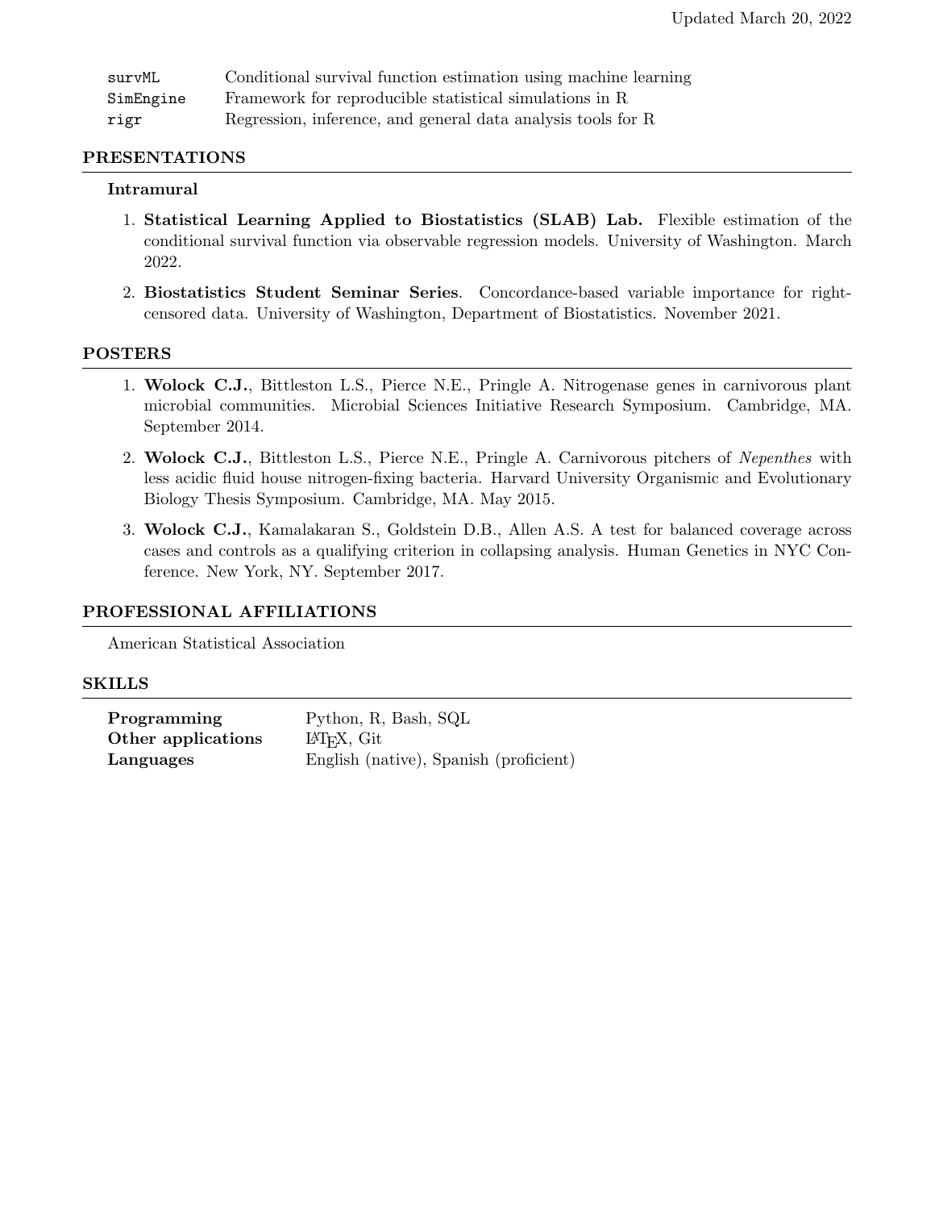| | |
|---|---|
| `survML` | Conditional survival function estimation using machine learning |
| `SimEngine` | Framework for reproducible statistical simulations in R |
| `rigr` | Regression, inference, and general data analysis tools for R |

## PRESENTATIONS

### Intramural

1. **Statistical Learning Applied to Biostatistics (SLAB) Lab.** Flexible estimation of the conditional survival function via observable regression models. University of Washington. March 2022.
2. **Biostatistics Student Seminar Series**. Concordance-based variable importance for right-censored data. University of Washington, Department of Biostatistics. November 2021.

## POSTERS

1. **Wolock C.J.**, Bittleston L.S., Pierce N.E., Pringle A. Nitrogenase genes in carnivorous plant microbial communities. Microbial Sciences Initiative Research Symposium. Cambridge, MA. September 2014.
2. **Wolock C.J.**, Bittleston L.S., Pierce N.E., Pringle A. Carnivorous pitchers of *Nepenthes* with less acidic fluid house nitrogen-fixing bacteria. Harvard University Organismic and Evolutionary Biology Thesis Symposium. Cambridge, MA. May 2015.
3. **Wolock C.J.**, Kamalakaran S., Goldstein D.B., Allen A.S. A test for balanced coverage across cases and controls as a qualifying criterion in collapsing analysis. Human Genetics in NYC Conference. New York, NY. September 2017.

## PROFESSIONAL AFFILIATIONS

American Statistical Association

## SKILLS

| | |
|---|---|
| **Programming** | Python, R, Bash, SQL |
| **Other applications** | LaTeX, Git |
| **Languages** | English (native), Spanish (proficient) |